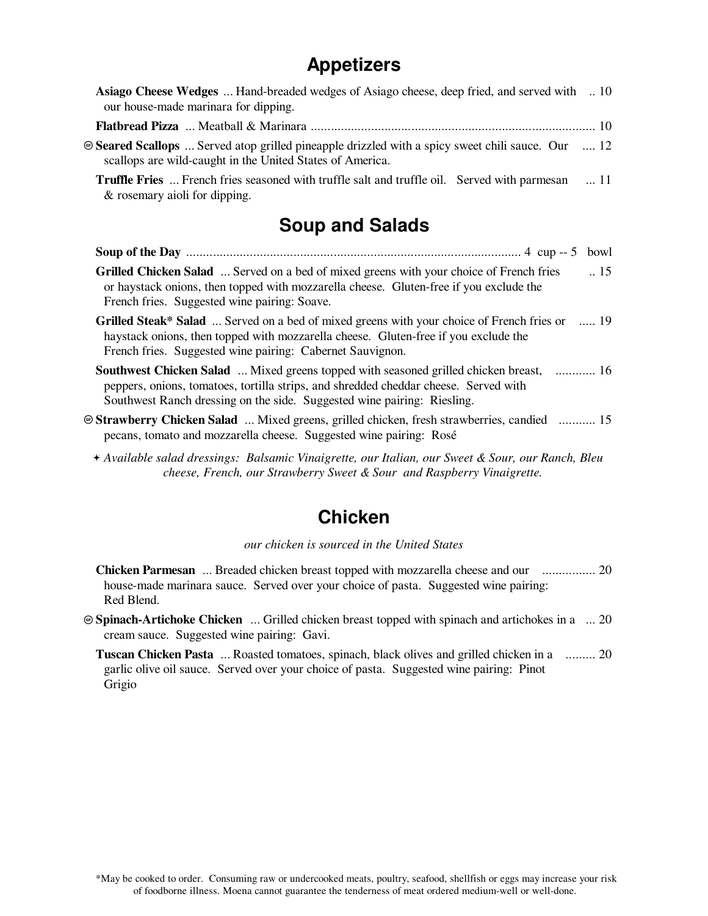## Appetizers

**Asiago Cheese Wedges** ... Hand-breaded wedges of Asiago cheese, deep fried, and served with our house-made marinara for dipping. .. 10

**Flatbread Pizza** ... Meatball & Marinara ........ 10

(GF) **Seared Scallops** ... Served atop grilled pineapple drizzled with a spicy sweet chili sauce. Our scallops are wild-caught in the United States of America. .... 12

**Truffle Fries** ... French fries seasoned with truffle salt and truffle oil. Served with parmesan & rosemary aioli for dipping. ... 11

## Soup and Salads

**Soup of the Day** ........ 4 cup -- 5 bowl

**Grilled Chicken Salad** ... Served on a bed of mixed greens with your choice of French fries or haystack onions, then topped with mozzarella cheese. Gluten-free if you exclude the French fries. Suggested wine pairing: Soave. .. 15

**Grilled Steak* Salad** ... Served on a bed of mixed greens with your choice of French fries or haystack onions, then topped with mozzarella cheese. Gluten-free if you exclude the French fries. Suggested wine pairing: Cabernet Sauvignon. ..... 19

**Southwest Chicken Salad** ... Mixed greens topped with seasoned grilled chicken breast, peppers, onions, tomatoes, tortilla strips, and shredded cheddar cheese. Served with Southwest Ranch dressing on the side. Suggested wine pairing: Riesling. ........... 16

(GF) **Strawberry Chicken Salad** ... Mixed greens, grilled chicken, fresh strawberries, candied pecans, tomato and mozzarella cheese. Suggested wine pairing: Rosé ........... 15

✦ *Available salad dressings: Balsamic Vinaigrette, our Italian, our Sweet & Sour, our Ranch, Bleu cheese, French, our Strawberry Sweet & Sour and Raspberry Vinaigrette.*

## Chicken

*our chicken is sourced in the United States*

**Chicken Parmesan** ... Breaded chicken breast topped with mozzarella cheese and our house-made marinara sauce. Served over your choice of pasta. Suggested wine pairing: Red Blend. ................ 20

(GF) **Spinach-Artichoke Chicken** ... Grilled chicken breast topped with spinach and artichokes in a cream sauce. Suggested wine pairing: Gavi. ... 20

**Tuscan Chicken Pasta** ... Roasted tomatoes, spinach, black olives and grilled chicken in a garlic olive oil sauce. Served over your choice of pasta. Suggested wine pairing: Pinot Grigio ......... 20

*May be cooked to order. Consuming raw or undercooked meats, poultry, seafood, shellfish or eggs may increase your risk of foodborne illness. Moena cannot guarantee the tenderness of meat ordered medium-well or well-done.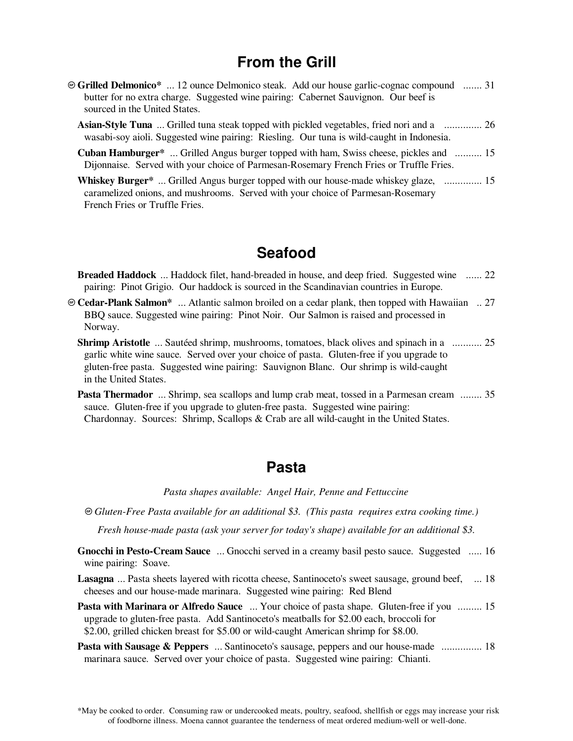## From the Grill

ⓖ **Grilled Delmonico*** ... 12 ounce Delmonico steak. Add our house garlic-cognac compound butter for no extra charge. Suggested wine pairing: Cabernet Sauvignon. Our beef is sourced in the United States. ....... 31

**Asian-Style Tuna** ... Grilled tuna steak topped with pickled vegetables, fried nori and a wasabi-soy aioli. Suggested wine pairing: Riesling. Our tuna is wild-caught in Indonesia. .............. 26

**Cuban Hamburger*** ... Grilled Angus burger topped with ham, Swiss cheese, pickles and Dijonnaise. Served with your choice of Parmesan-Rosemary French Fries or Truffle Fries. .......... 15

**Whiskey Burger*** ... Grilled Angus burger topped with our house-made whiskey glaze, caramelized onions, and mushrooms. Served with your choice of Parmesan-Rosemary French Fries or Truffle Fries. ............. 15

## Seafood

**Breaded Haddock** ... Haddock filet, hand-breaded in house, and deep fried. Suggested wine pairing: Pinot Grigio. Our haddock is sourced in the Scandinavian countries in Europe. ...... 22

ⓖ **Cedar-Plank Salmon*** ... Atlantic salmon broiled on a cedar plank, then topped with Hawaiian BBQ sauce. Suggested wine pairing: Pinot Noir. Our Salmon is raised and processed in Norway. .. 27

**Shrimp Aristotle** ... Sautéed shrimp, mushrooms, tomatoes, black olives and spinach in a garlic white wine sauce. Served over your choice of pasta. Gluten-free if you upgrade to gluten-free pasta. Suggested wine pairing: Sauvignon Blanc. Our shrimp is wild-caught in the United States. .......... 25

**Pasta Thermador** ... Shrimp, sea scallops and lump crab meat, tossed in a Parmesan cream sauce. Gluten-free if you upgrade to gluten-free pasta. Suggested wine pairing: Chardonnay. Sources: Shrimp, Scallops & Crab are all wild-caught in the United States. ........ 35

## Pasta

*Pasta shapes available: Angel Hair, Penne and Fettuccine*

ⓖ *Gluten-Free Pasta available for an additional $3. (This pasta requires extra cooking time.)*

*Fresh house-made pasta (ask your server for today's shape) available for an additional $3.*

**Gnocchi in Pesto-Cream Sauce** ... Gnocchi served in a creamy basil pesto sauce. Suggested wine pairing: Soave. ..... 16

**Lasagna** ... Pasta sheets layered with ricotta cheese, Santinoceto's sweet sausage, ground beef, cheeses and our house-made marinara. Suggested wine pairing: Red Blend ... 18

**Pasta with Marinara or Alfredo Sauce** ... Your choice of pasta shape. Gluten-free if you upgrade to gluten-free pasta. Add Santinoceto's meatballs for $2.00 each, broccoli for $2.00, grilled chicken breast for $5.00 or wild-caught American shrimp for $8.00. ......... 15

**Pasta with Sausage & Peppers** ... Santinoceto's sausage, peppers and our house-made marinara sauce. Served over your choice of pasta. Suggested wine pairing: Chianti. ............... 18

*May be cooked to order. Consuming raw or undercooked meats, poultry, seafood, shellfish or eggs may increase your risk of foodborne illness. Moena cannot guarantee the tenderness of meat ordered medium-well or well-done.